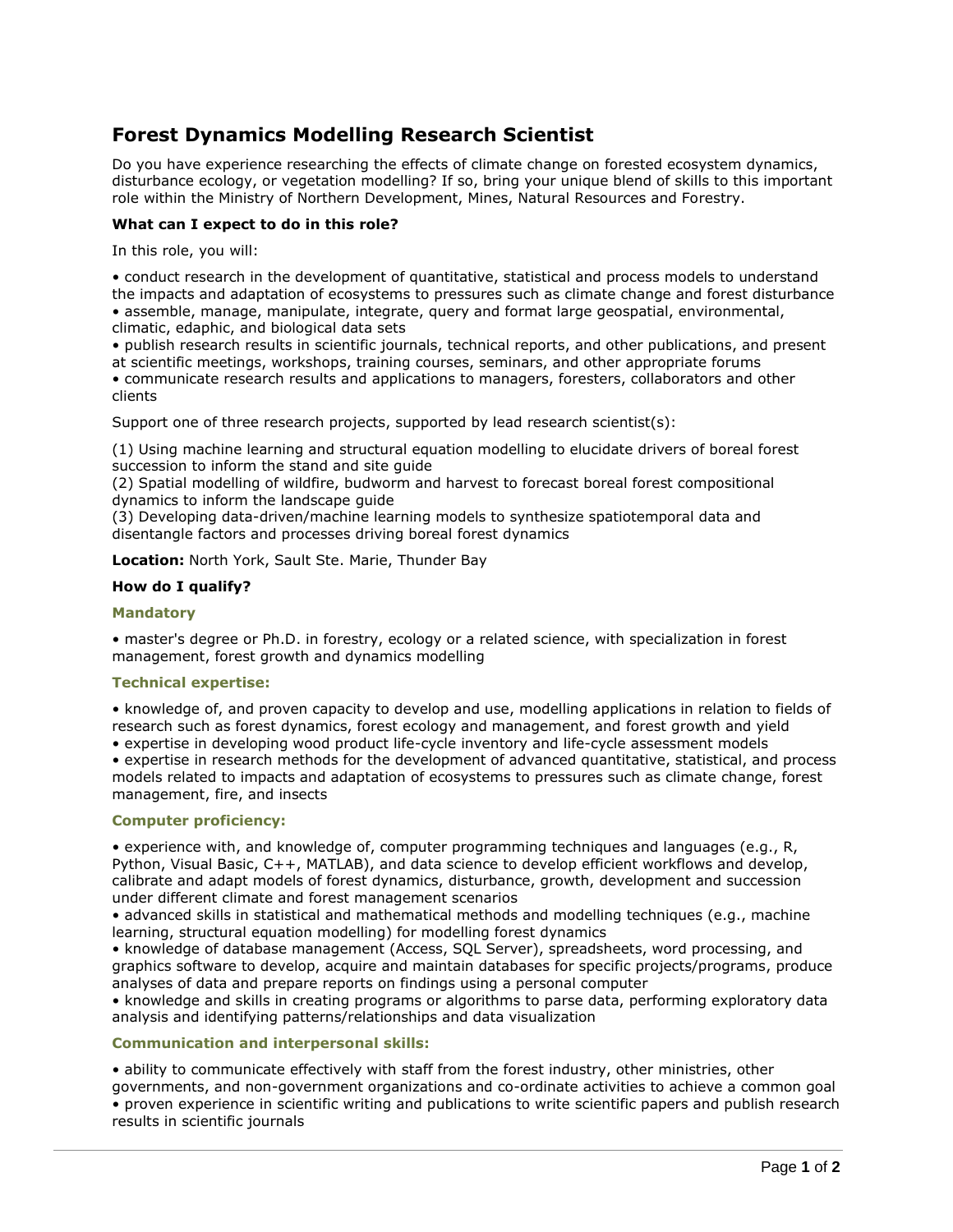# Forest Dynamics Modelling Research Scientist

Do you have experience researching the effects of climate change on forested ecosystem dynamics, disturbance ecology, or vegetation modelling? If so, bring your unique blend of skills to this important role within the Ministry of Northern Development, Mines, Natural Resources and Forestry.

**What can I expect to do in this role?**

In this role, you will:

- conduct research in the development of quantitative, statistical and process models to understand the impacts and adaptation of ecosystems to pressures such as climate change and forest disturbance
- assemble, manage, manipulate, integrate, query and format large geospatial, environmental, climatic, edaphic, and biological data sets
- publish research results in scientific journals, technical reports, and other publications, and present at scientific meetings, workshops, training courses, seminars, and other appropriate forums
- communicate research results and applications to managers, foresters, collaborators and other clients

Support one of three research projects, supported by lead research scientist(s):

(1) Using machine learning and structural equation modelling to elucidate drivers of boreal forest succession to inform the stand and site guide
(2) Spatial modelling of wildfire, budworm and harvest to forecast boreal forest compositional dynamics to inform the landscape guide
(3) Developing data-driven/machine learning models to synthesize spatiotemporal data and disentangle factors and processes driving boreal forest dynamics

**Location:** North York, Sault Ste. Marie, Thunder Bay

**How do I qualify?**

### Mandatory

- master's degree or Ph.D. in forestry, ecology or a related science, with specialization in forest management, forest growth and dynamics modelling

### Technical expertise:

- knowledge of, and proven capacity to develop and use, modelling applications in relation to fields of research such as forest dynamics, forest ecology and management, and forest growth and yield
- expertise in developing wood product life-cycle inventory and life-cycle assessment models
- expertise in research methods for the development of advanced quantitative, statistical, and process models related to impacts and adaptation of ecosystems to pressures such as climate change, forest management, fire, and insects

### Computer proficiency:

- experience with, and knowledge of, computer programming techniques and languages (e.g., R, Python, Visual Basic, C++, MATLAB), and data science to develop efficient workflows and develop, calibrate and adapt models of forest dynamics, disturbance, growth, development and succession under different climate and forest management scenarios
- advanced skills in statistical and mathematical methods and modelling techniques (e.g., machine learning, structural equation modelling) for modelling forest dynamics
- knowledge of database management (Access, SQL Server), spreadsheets, word processing, and graphics software to develop, acquire and maintain databases for specific projects/programs, produce analyses of data and prepare reports on findings using a personal computer
- knowledge and skills in creating programs or algorithms to parse data, performing exploratory data analysis and identifying patterns/relationships and data visualization

### Communication and interpersonal skills:

- ability to communicate effectively with staff from the forest industry, other ministries, other governments, and non-government organizations and co-ordinate activities to achieve a common goal
- proven experience in scientific writing and publications to write scientific papers and publish research results in scientific journals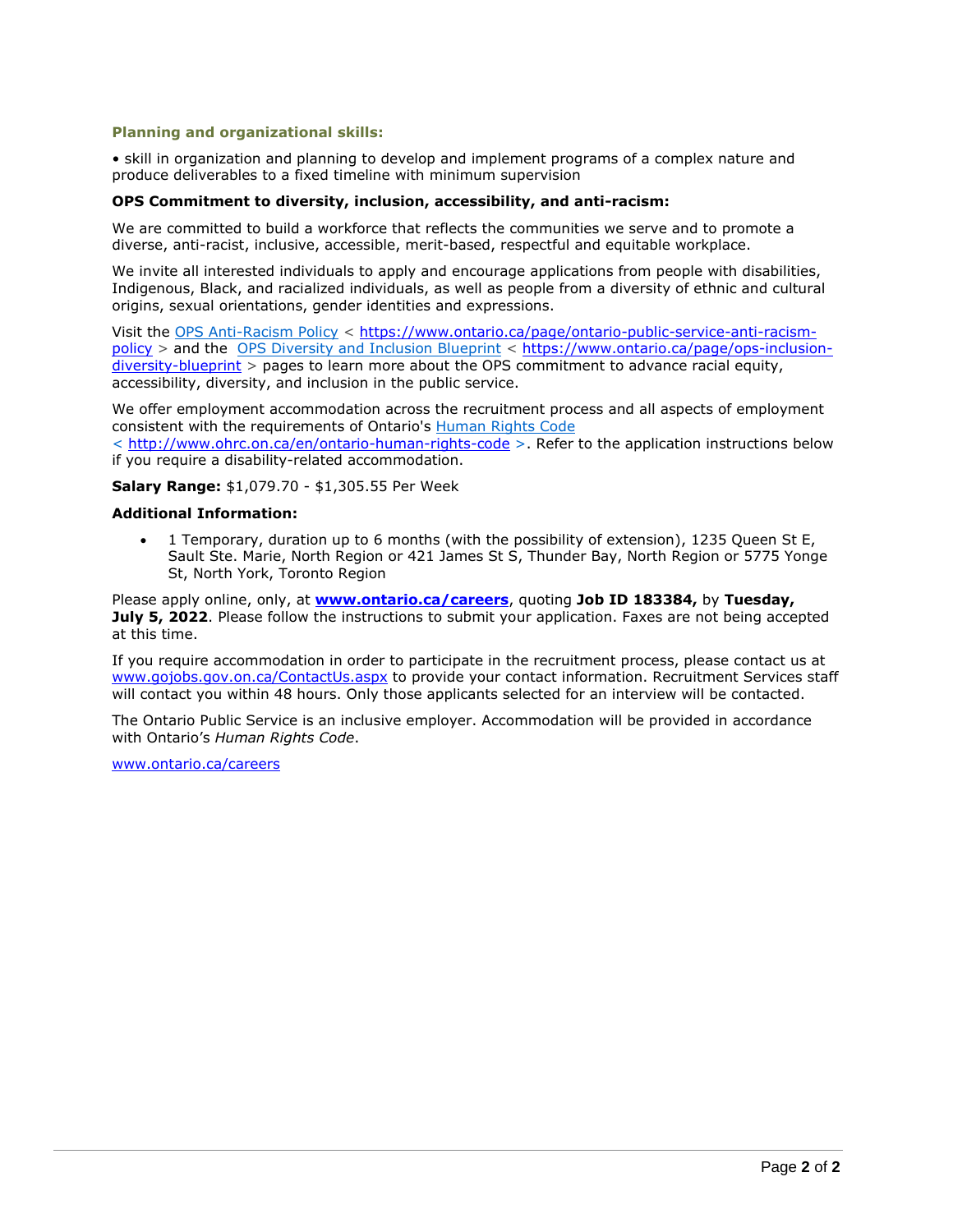### Planning and organizational skills:

• skill in organization and planning to develop and implement programs of a complex nature and produce deliverables to a fixed timeline with minimum supervision

**OPS Commitment to diversity, inclusion, accessibility, and anti-racism:**

We are committed to build a workforce that reflects the communities we serve and to promote a diverse, anti-racist, inclusive, accessible, merit-based, respectful and equitable workplace.

We invite all interested individuals to apply and encourage applications from people with disabilities, Indigenous, Black, and racialized individuals, as well as people from a diversity of ethnic and cultural origins, sexual orientations, gender identities and expressions.

Visit the [OPS Anti-Racism Policy](https://www.ontario.ca/page/ontario-public-service-anti-racism-policy) < [https://www.ontario.ca/page/ontario-public-service-anti-racism-policy](https://www.ontario.ca/page/ontario-public-service-anti-racism-policy) > and the [OPS Diversity and Inclusion Blueprint](https://www.ontario.ca/page/ops-inclusion-diversity-blueprint) < [https://www.ontario.ca/page/ops-inclusion-diversity-blueprint](https://www.ontario.ca/page/ops-inclusion-diversity-blueprint) > pages to learn more about the OPS commitment to advance racial equity, accessibility, diversity, and inclusion in the public service.

We offer employment accommodation across the recruitment process and all aspects of employment consistent with the requirements of Ontario's [Human Rights Code](http://www.ohrc.on.ca/en/ontario-human-rights-code) < [http://www.ohrc.on.ca/en/ontario-human-rights-code](http://www.ohrc.on.ca/en/ontario-human-rights-code) >. Refer to the application instructions below if you require a disability-related accommodation.

**Salary Range:** $1,079.70 - $1,305.55 Per Week

**Additional Information:**

- 1 Temporary, duration up to 6 months (with the possibility of extension), 1235 Queen St E, Sault Ste. Marie, North Region or 421 James St S, Thunder Bay, North Region or 5775 Yonge St, North York, Toronto Region

Please apply online, only, at **[www.ontario.ca/careers](http://www.ontario.ca/careers)**, quoting **Job ID 183384,** by **Tuesday, July 5, 2022**. Please follow the instructions to submit your application. Faxes are not being accepted at this time.

If you require accommodation in order to participate in the recruitment process, please contact us at [www.gojobs.gov.on.ca/ContactUs.aspx](http://www.gojobs.gov.on.ca/ContactUs.aspx) to provide your contact information. Recruitment Services staff will contact you within 48 hours. Only those applicants selected for an interview will be contacted.

The Ontario Public Service is an inclusive employer. Accommodation will be provided in accordance with Ontario's *Human Rights Code*.

[www.ontario.ca/careers](http://www.ontario.ca/careers)